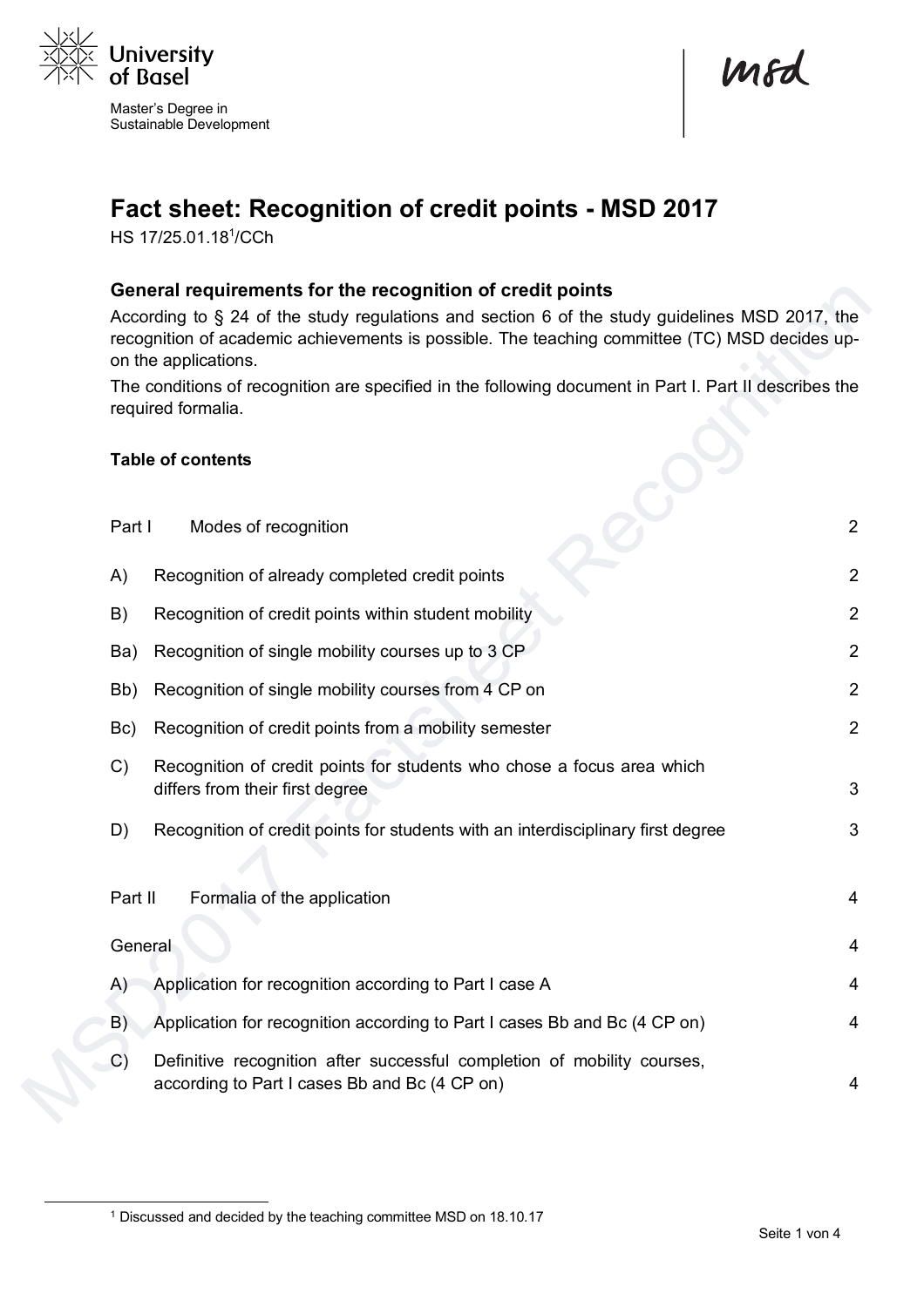University of Basel

Master's Degree in Sustainable Development

msd

# Fact sheet: Recognition of credit points - MSD 2017

HS 17/25.01.18[1]/CCh

## General requirements for the recognition of credit points

According to § 24 of the study regulations and section 6 of the study guidelines MSD 2017, the recognition of academic achievements is possible. The teaching committee (TC) MSD decides upon the applications.

The conditions of recognition are specified in the following document in Part I. Part II describes the required formalia.

**Table of contents**

| | | |
|---|---|---|
| Part I | Modes of recognition | 2 |
| A) | Recognition of already completed credit points | 2 |
| B) | Recognition of credit points within student mobility | 2 |
| Ba) | Recognition of single mobility courses up to 3 CP | 2 |
| Bb) | Recognition of single mobility courses from 4 CP on | 2 |
| Bc) | Recognition of credit points from a mobility semester | 2 |
| C) | Recognition of credit points for students who chose a focus area which differs from their first degree | 3 |
| D) | Recognition of credit points for students with an interdisciplinary first degree | 3 |
| Part II | Formalia of the application | 4 |
| General | | 4 |
| A) | Application for recognition according to Part I case A | 4 |
| B) | Application for recognition according to Part I cases Bb and Bc (4 CP on) | 4 |
| C) | Definitive recognition after successful completion of mobility courses, according to Part I cases Bb and Bc (4 CP on) | 4 |

[1] Discussed and decided by the teaching committee MSD on 18.10.17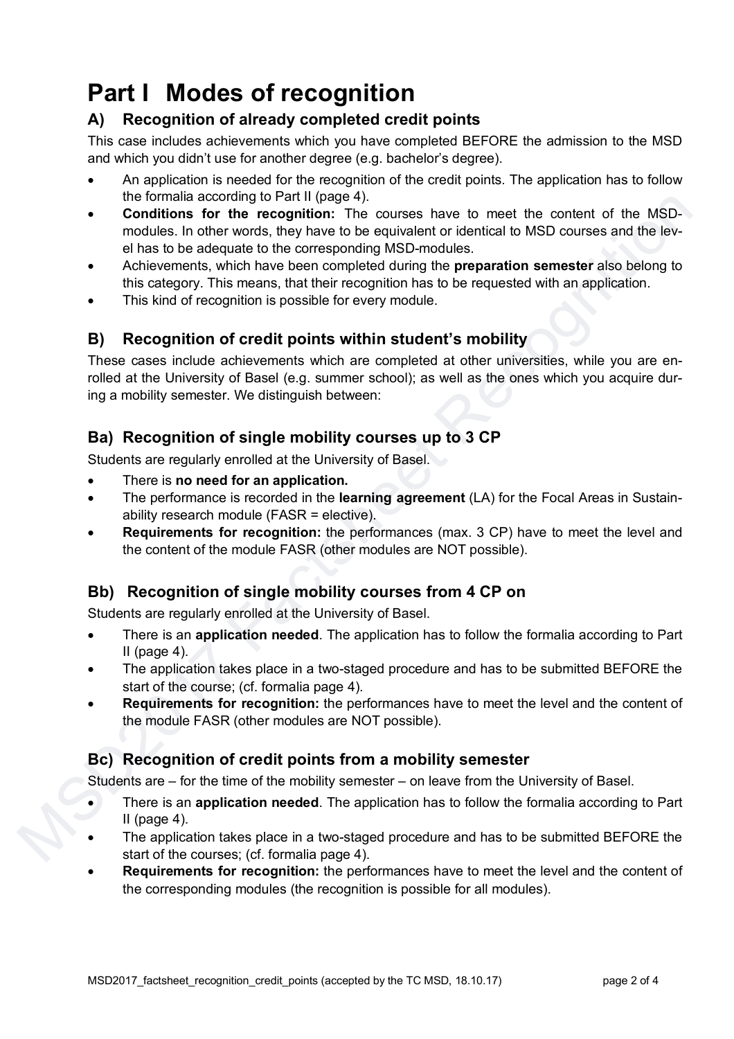# Part I Modes of recognition

## A) Recognition of already completed credit points

This case includes achievements which you have completed BEFORE the admission to the MSD and which you didn't use for another degree (e.g. bachelor's degree).

- An application is needed for the recognition of the credit points. The application has to follow the formalia according to Part II (page 4).
- **Conditions for the recognition:** The courses have to meet the content of the MSD-modules. In other words, they have to be equivalent or identical to MSD courses and the level has to be adequate to the corresponding MSD-modules.
- Achievements, which have been completed during the **preparation semester** also belong to this category. This means, that their recognition has to be requested with an application.
- This kind of recognition is possible for every module.

## B) Recognition of credit points within student's mobility

These cases include achievements which are completed at other universities, while you are enrolled at the University of Basel (e.g. summer school); as well as the ones which you acquire during a mobility semester. We distinguish between:

## Ba) Recognition of single mobility courses up to 3 CP

Students are regularly enrolled at the University of Basel.

- There is **no need for an application.**
- The performance is recorded in the **learning agreement** (LA) for the Focal Areas in Sustainability research module (FASR = elective).
- **Requirements for recognition:** the performances (max. 3 CP) have to meet the level and the content of the module FASR (other modules are NOT possible).

## Bb) Recognition of single mobility courses from 4 CP on

Students are regularly enrolled at the University of Basel.

- There is an **application needed**. The application has to follow the formalia according to Part II (page 4).
- The application takes place in a two-staged procedure and has to be submitted BEFORE the start of the course; (cf. formalia page 4).
- **Requirements for recognition:** the performances have to meet the level and the content of the module FASR (other modules are NOT possible).

## Bc) Recognition of credit points from a mobility semester

Students are – for the time of the mobility semester – on leave from the University of Basel.

- There is an **application needed**. The application has to follow the formalia according to Part II (page 4).
- The application takes place in a two-staged procedure and has to be submitted BEFORE the start of the courses; (cf. formalia page 4).
- **Requirements for recognition:** the performances have to meet the level and the content of the corresponding modules (the recognition is possible for all modules).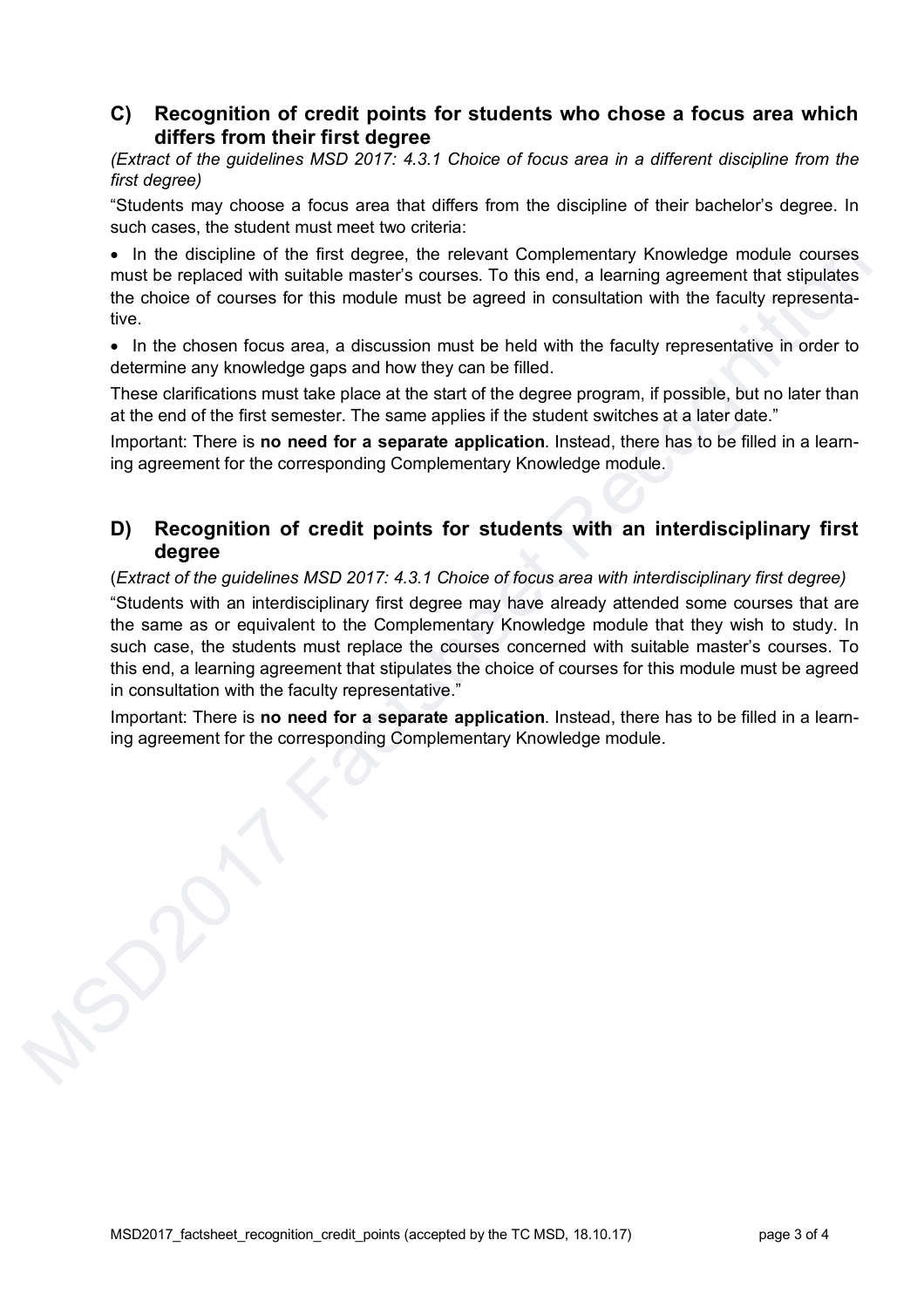## C) Recognition of credit points for students who chose a focus area which differs from their first degree

*(Extract of the guidelines MSD 2017: 4.3.1 Choice of focus area in a different discipline from the first degree)*

"Students may choose a focus area that differs from the discipline of their bachelor's degree. In such cases, the student must meet two criteria:

- In the discipline of the first degree, the relevant Complementary Knowledge module courses must be replaced with suitable master's courses. To this end, a learning agreement that stipulates the choice of courses for this module must be agreed in consultation with the faculty representative.
- In the chosen focus area, a discussion must be held with the faculty representative in order to determine any knowledge gaps and how they can be filled.

These clarifications must take place at the start of the degree program, if possible, but no later than at the end of the first semester. The same applies if the student switches at a later date."

Important: There is **no need for a separate application**. Instead, there has to be filled in a learning agreement for the corresponding Complementary Knowledge module.

## D) Recognition of credit points for students with an interdisciplinary first degree

(*Extract of the guidelines MSD 2017: 4.3.1 Choice of focus area with interdisciplinary first degree)*

"Students with an interdisciplinary first degree may have already attended some courses that are the same as or equivalent to the Complementary Knowledge module that they wish to study. In such case, the students must replace the courses concerned with suitable master's courses. To this end, a learning agreement that stipulates the choice of courses for this module must be agreed in consultation with the faculty representative."

Important: There is **no need for a separate application**. Instead, there has to be filled in a learning agreement for the corresponding Complementary Knowledge module.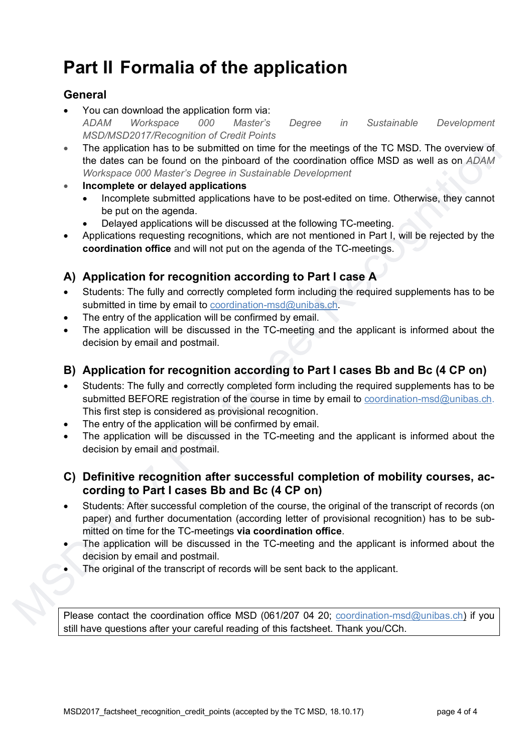# Part II Formalia of the application

## General

- You can download the application form via: *ADAM Workspace 000 Master's Degree in Sustainable Development MSD/MSD2017/Recognition of Credit Points*
- The application has to be submitted on time for the meetings of the TC MSD. The overview of the dates can be found on the pinboard of the coordination office MSD as well as on *ADAM Workspace 000 Master's Degree in Sustainable Development*
- **Incomplete or delayed applications**
  - Incomplete submitted applications have to be post-edited on time. Otherwise, they cannot be put on the agenda.
  - Delayed applications will be discussed at the following TC-meeting.
- Applications requesting recognitions, which are not mentioned in Part I, will be rejected by the **coordination office** and will not put on the agenda of the TC-meetings.

## A) Application for recognition according to Part I case A

- Students: The fully and correctly completed form including the required supplements has to be submitted in time by email to coordination-msd@unibas.ch.
- The entry of the application will be confirmed by email.
- The application will be discussed in the TC-meeting and the applicant is informed about the decision by email and postmail.

## B) Application for recognition according to Part I cases Bb and Bc (4 CP on)

- Students: The fully and correctly completed form including the required supplements has to be submitted BEFORE registration of the course in time by email to coordination-msd@unibas.ch. This first step is considered as provisional recognition.
- The entry of the application will be confirmed by email.
- The application will be discussed in the TC-meeting and the applicant is informed about the decision by email and postmail.

## C) Definitive recognition after successful completion of mobility courses, according to Part I cases Bb and Bc (4 CP on)

- Students: After successful completion of the course, the original of the transcript of records (on paper) and further documentation (according letter of provisional recognition) has to be submitted on time for the TC-meetings **via coordination office**.
- The application will be discussed in the TC-meeting and the applicant is informed about the decision by email and postmail.
- The original of the transcript of records will be sent back to the applicant.

Please contact the coordination office MSD (061/207 04 20; coordination-msd@unibas.ch) if you still have questions after your careful reading of this factsheet. Thank you/CCh.

MSD2017_factsheet_recognition_credit_points (accepted by the TC MSD, 18.10.17)